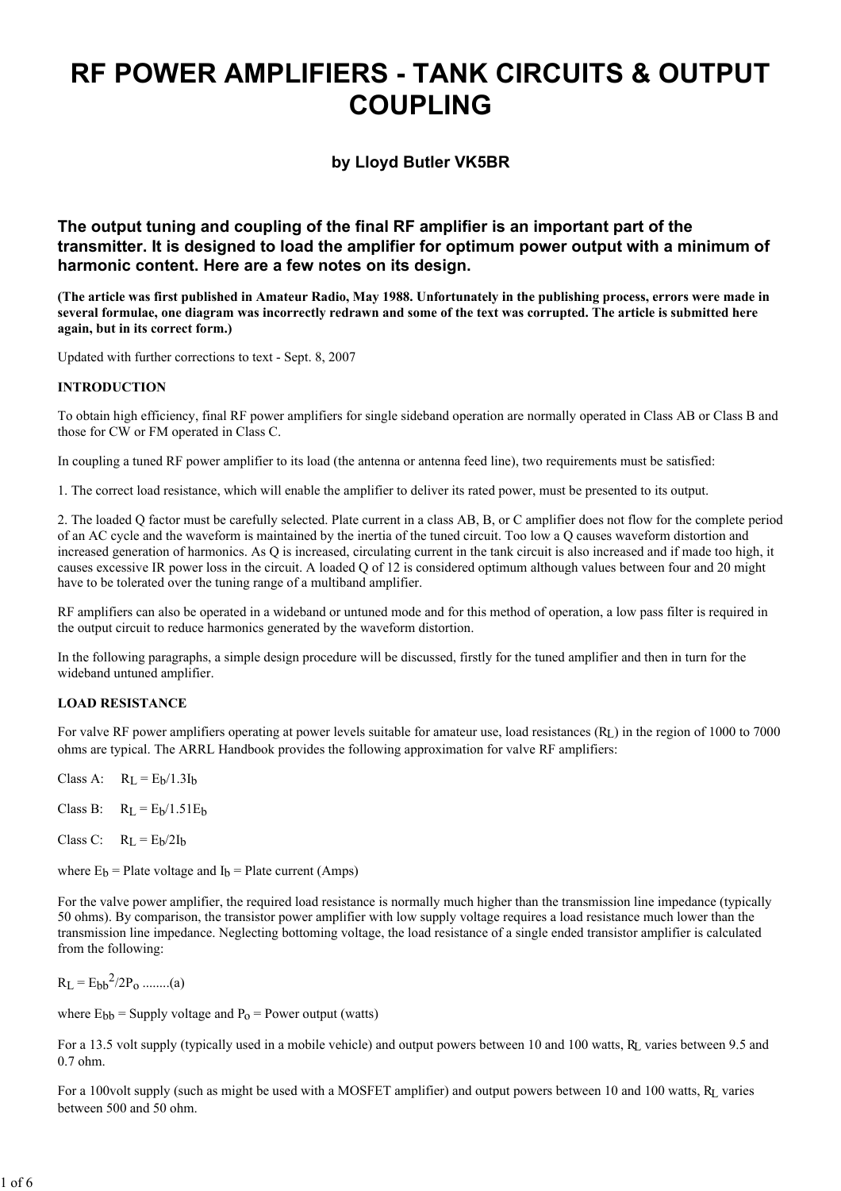# RF POWER AMPLIFIERS - TANK CIRCUITS & OUTPUT COUPLING

### by Lloyd Butler VK5BR

### The output tuning and coupling of the final RF amplifier is an important part of the transmitter. It is designed to load the amplifier for optimum power output with a minimum of harmonic content. Here are a few notes on its design.

**(The article was first published in Amateur Radio, May 1988. Unfortunately in the publishing process, errors were made in several formulae, one diagram was incorrectly redrawn and some of the text was corrupted. The article is submitted here again, but in its correct form.)**

Updated with further corrections to text - Sept. 8, 2007

**INTRODUCTION**

To obtain high efficiency, final RF power amplifiers for single sideband operation are normally operated in Class AB or Class B and those for CW or FM operated in Class C.

In coupling a tuned RF power amplifier to its load (the antenna or antenna feed line), two requirements must be satisfied:

1. The correct load resistance, which will enable the amplifier to deliver its rated power, must be presented to its output.

2. The loaded Q factor must be carefully selected. Plate current in a class AB, B, or C amplifier does not flow for the complete period of an AC cycle and the waveform is maintained by the inertia of the tuned circuit. Too low a Q causes waveform distortion and increased generation of harmonics. As Q is increased, circulating current in the tank circuit is also increased and if made too high, it causes excessive IR power loss in the circuit. A loaded Q of 12 is considered optimum although values between four and 20 might have to be tolerated over the tuning range of a multiband amplifier.

RF amplifiers can also be operated in a wideband or untuned mode and for this method of operation, a low pass filter is required in the output circuit to reduce harmonics generated by the waveform distortion.

In the following paragraphs, a simple design procedure will be discussed, firstly for the tuned amplifier and then in turn for the wideband untuned amplifier.

**LOAD RESISTANCE**

For valve RF power amplifiers operating at power levels suitable for amateur use, load resistances ($R_L$) in the region of 1000 to 7000 ohms are typical. The ARRL Handbook provides the following approximation for valve RF amplifiers:

Class A: $R_L = E_b/1.3I_b$

Class B: $R_L = E_b/1.51E_b$

Class C: $R_L = E_b/2I_b$

where $E_b$ = Plate voltage and $I_b$ = Plate current (Amps)

For the valve power amplifier, the required load resistance is normally much higher than the transmission line impedance (typically 50 ohms). By comparison, the transistor power amplifier with low supply voltage requires a load resistance much lower than the transmission line impedance. Neglecting bottoming voltage, the load resistance of a single ended transistor amplifier is calculated from the following:

$R_L = E_{bb}^2/2P_o$ ........(a)

where $E_{bb}$ = Supply voltage and $P_o$ = Power output (watts)

For a 13.5 volt supply (typically used in a mobile vehicle) and output powers between 10 and 100 watts, $R_L$ varies between 9.5 and 0.7 ohm.

For a 100volt supply (such as might be used with a MOSFET amplifier) and output powers between 10 and 100 watts, $R_L$ varies between 500 and 50 ohm.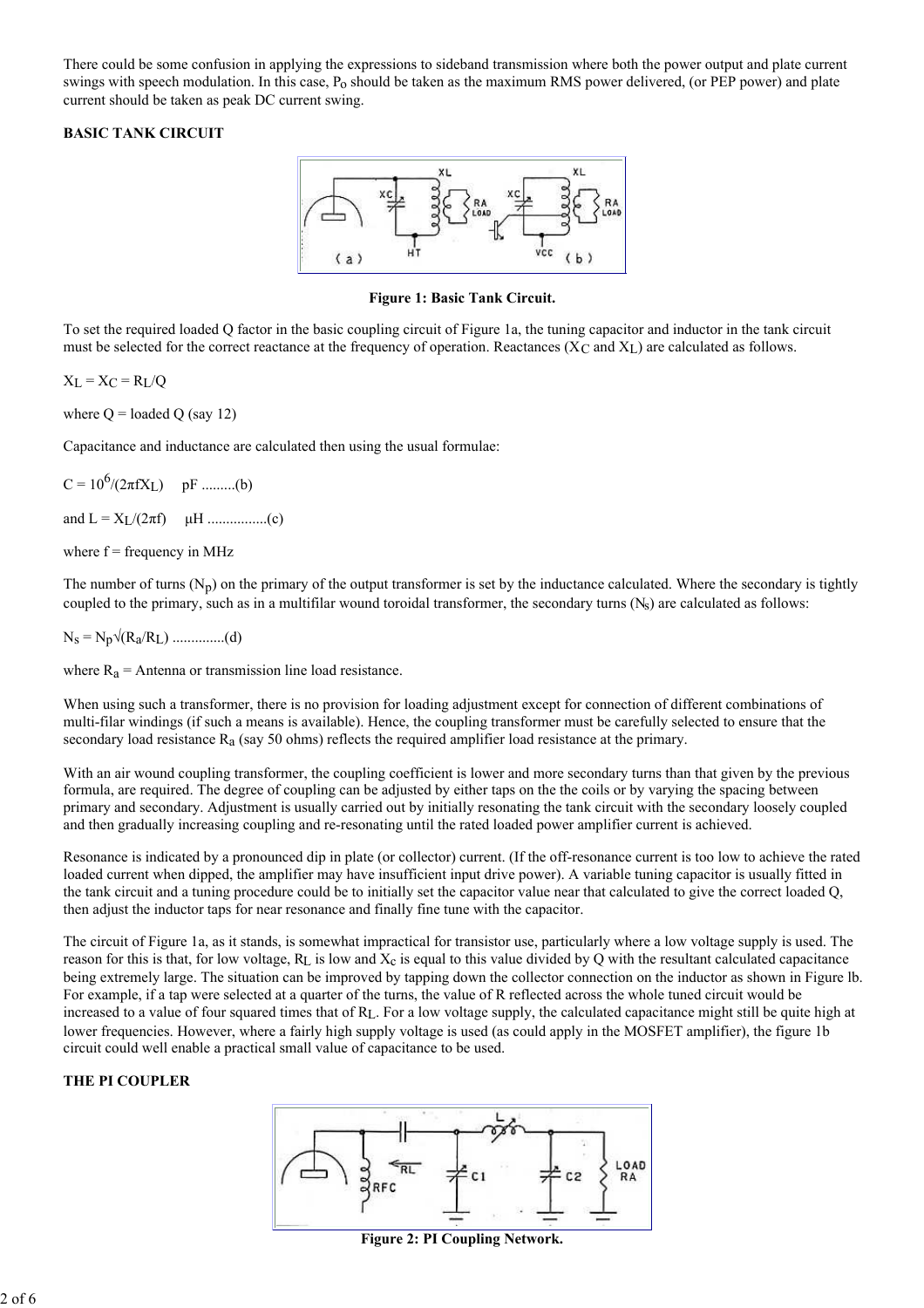There could be some confusion in applying the expressions to sideband transmission where both the power output and plate current swings with speech modulation. In this case, $P_o$ should be taken as the maximum RMS power delivered, (or PEP power) and plate current should be taken as peak DC current swing.

**BASIC TANK CIRCUIT**

Figure 1: Basic Tank Circuit.

To set the required loaded Q factor in the basic coupling circuit of Figure 1a, the tuning capacitor and inductor in the tank circuit must be selected for the correct reactance at the frequency of operation. Reactances ($X_C$ and $X_L$) are calculated as follows.

$X_L = X_C = R_L/Q$

where Q = loaded Q (say 12)

Capacitance and inductance are calculated then using the usual formulae:

$C = 10^6/(2\pi f X_L)$ pF .........(b)

and $L = X_L/(2\pi f)$ μH ................(c)

where f = frequency in MHz

The number of turns ($N_p$) on the primary of the output transformer is set by the inductance calculated. Where the secondary is tightly coupled to the primary, such as in a multifilar wound toroidal transformer, the secondary turns ($N_s$) are calculated as follows:

$N_s = N_p\sqrt{(R_a/R_L)}$ ..............(d)

where $R_a$ = Antenna or transmission line load resistance.

When using such a transformer, there is no provision for loading adjustment except for connection of different combinations of multi-filar windings (if such a means is available). Hence, the coupling transformer must be carefully selected to ensure that the secondary load resistance $R_a$ (say 50 ohms) reflects the required amplifier load resistance at the primary.

With an air wound coupling transformer, the coupling coefficient is lower and more secondary turns than that given by the previous formula, are required. The degree of coupling can be adjusted by either taps on the the coils or by varying the spacing between primary and secondary. Adjustment is usually carried out by initially resonating the tank circuit with the secondary loosely coupled and then gradually increasing coupling and re-resonating until the rated loaded power amplifier current is achieved.

Resonance is indicated by a pronounced dip in plate (or collector) current. (If the off-resonance current is too low to achieve the rated loaded current when dipped, the amplifier may have insufficient input drive power). A variable tuning capacitor is usually fitted in the tank circuit and a tuning procedure could be to initially set the capacitor value near that calculated to give the correct loaded Q, then adjust the inductor taps for near resonance and finally fine tune with the capacitor.

The circuit of Figure 1a, as it stands, is somewhat impractical for transistor use, particularly where a low voltage supply is used. The reason for this is that, for low voltage, $R_L$ is low and $X_c$ is equal to this value divided by Q with the resultant calculated capacitance being extremely large. The situation can be improved by tapping down the collector connection on the inductor as shown in Figure lb. For example, if a tap were selected at a quarter of the turns, the value of R reflected across the whole tuned circuit would be increased to a value of four squared times that of $R_L$. For a low voltage supply, the calculated capacitance might still be quite high at lower frequencies. However, where a fairly high supply voltage is used (as could apply in the MOSFET amplifier), the figure 1b circuit could well enable a practical small value of capacitance to be used.

**THE PI COUPLER**

Figure 2: PI Coupling Network.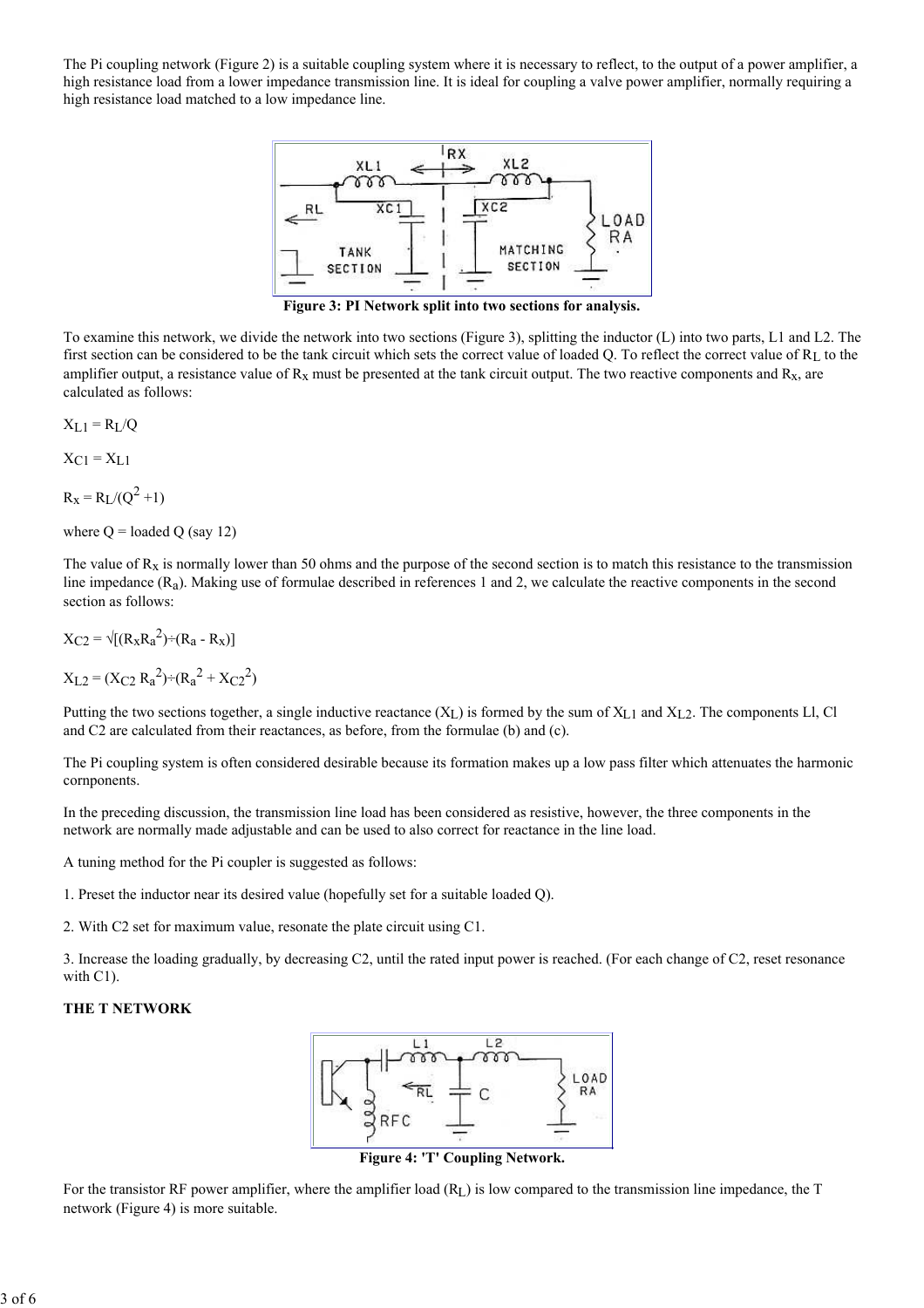The Pi coupling network (Figure 2) is a suitable coupling system where it is necessary to reflect, to the output of a power amplifier, a high resistance load from a lower impedance transmission line. It is ideal for coupling a valve power amplifier, normally requiring a high resistance load matched to a low impedance line.

**Figure 3: PI Network split into two sections for analysis.**

To examine this network, we divide the network into two sections (Figure 3), splitting the inductor (L) into two parts, L1 and L2. The first section can be considered to be the tank circuit which sets the correct value of loaded Q. To reflect the correct value of $R_L$ to the amplifier output, a resistance value of $R_x$ must be presented at the tank circuit output. The two reactive components and $R_x$, are calculated as follows:

$X_{L1} = R_L/Q$

$X_{C1} = X_{L1}$

$R_x = R_L/(Q^2 + 1)$

where Q = loaded Q (say 12)

The value of $R_x$ is normally lower than 50 ohms and the purpose of the second section is to match this resistance to the transmission line impedance ($R_a$). Making use of formulae described in references 1 and 2, we calculate the reactive components in the second section as follows:

$X_{C2} = \sqrt{[(R_x R_a^2) \div (R_a - R_x)]}$

$X_{L2} = (X_{C2} R_a^2) \div (R_a^2 + X_{C2}^2)$

Putting the two sections together, a single inductive reactance ($X_L$) is formed by the sum of $X_{L1}$ and $X_{L2}$. The components Ll, Cl and C2 are calculated from their reactances, as before, from the formulae (b) and (c).

The Pi coupling system is often considered desirable because its formation makes up a low pass filter which attenuates the harmonic cornponents.

In the preceding discussion, the transmission line load has been considered as resistive, however, the three components in the network are normally made adjustable and can be used to also correct for reactance in the line load.

A tuning method for the Pi coupler is suggested as follows:

1. Preset the inductor near its desired value (hopefully set for a suitable loaded Q).

2. With C2 set for maximum value, resonate the plate circuit using C1.

3. Increase the loading gradually, by decreasing C2, until the rated input power is reached. (For each change of C2, reset resonance with C1).

**THE T NETWORK**

**Figure 4: 'T' Coupling Network.**

For the transistor RF power amplifier, where the amplifier load ($R_L$) is low compared to the transmission line impedance, the T network (Figure 4) is more suitable.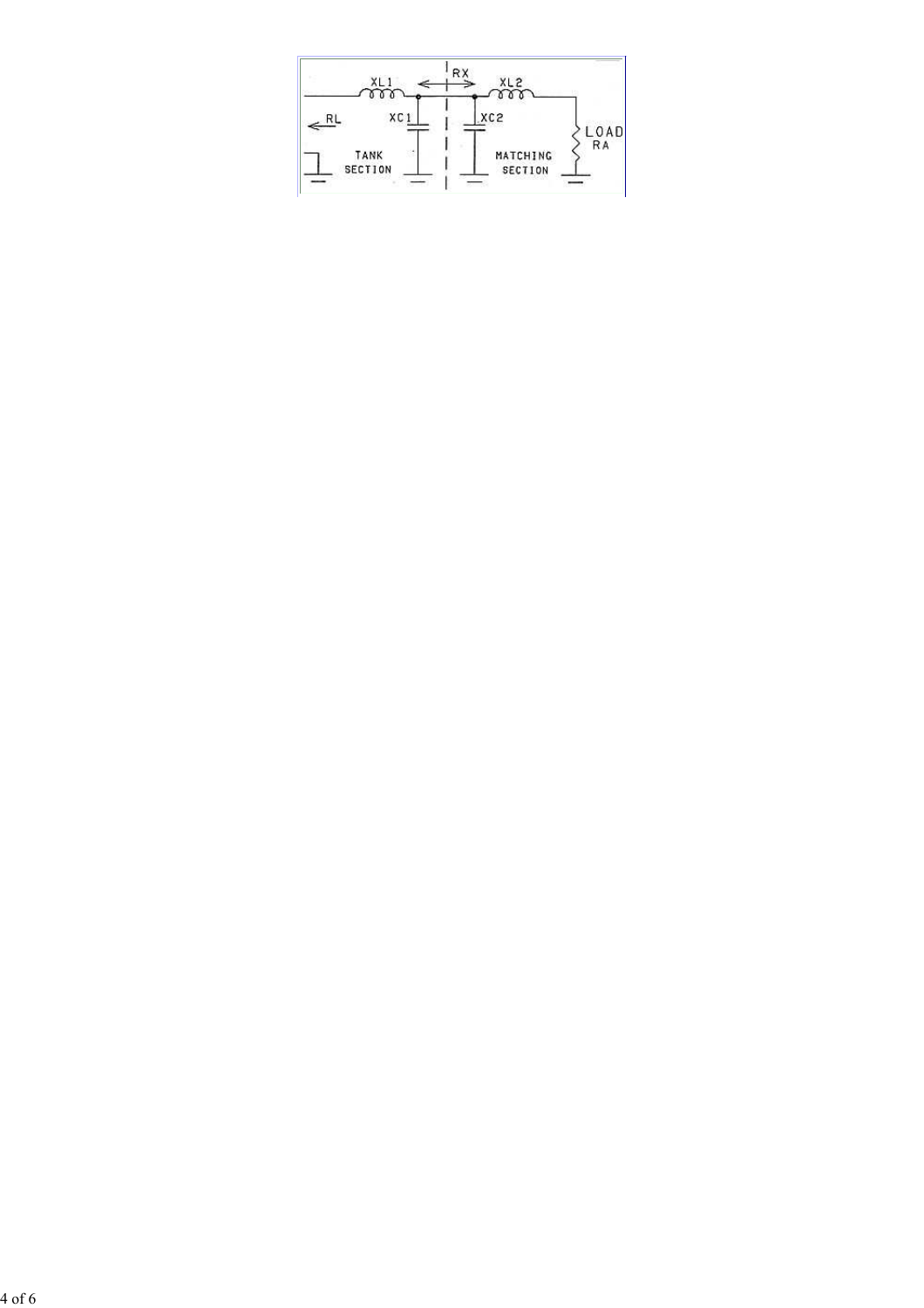XL1 RX XL2

RL XC1 XC2 LOAD RA

TANK SECTION MATCHING SECTION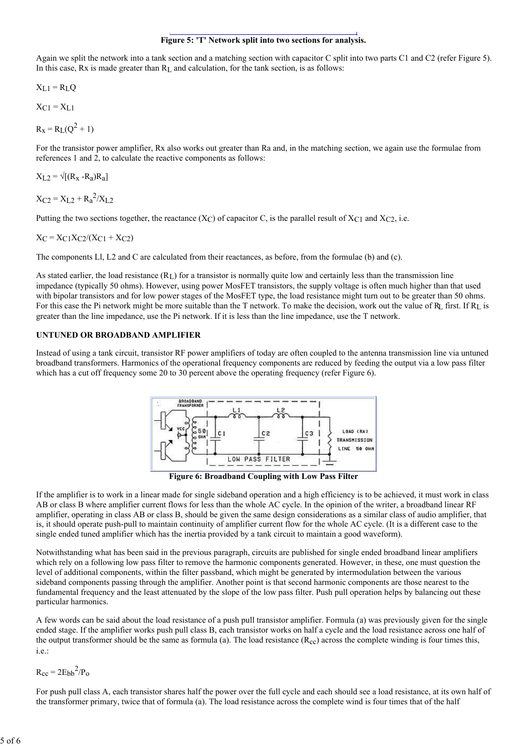**Figure 5: 'T' Network split into two sections for analysis.**

Again we split the network into a tank section and a matching section with capacitor C split into two parts C1 and C2 (refer Figure 5). In this case, Rx is made greater than $R_L$ and calculation, for the tank section, is as follows:

$X_{L1} = R_L Q$

$X_{C1} = X_{L1}$

$R_x = R_L(Q^2 + 1)$

For the transistor power amplifier, Rx also works out greater than Ra and, in the matching section, we again use the formulae from references 1 and 2, to calculate the reactive components as follows:

$X_{L2} = \sqrt{[(R_x - R_a)R_a]}$

$X_{C2} = X_{L2} + R_a^2/X_{L2}$

Putting the two sections together, the reactance ($X_C$) of capacitor C, is the parallel result of $X_{C1}$ and $X_{C2}$, i.e.

$X_C = X_{C1}X_{C2}/(X_{C1} + X_{C2})$

The components Ll, L2 and C are calculated from their reactances, as before, from the formulae (b) and (c).

As stated earlier, the load resistance ($R_L$) for a transistor is normally quite low and certainly less than the transmission line impedance (typically 50 ohms). However, using power MosFET transistors, the supply voltage is often much higher than that used with bipolar transistors and for low power stages of the MosFET type, the load resistance might turn out to be greater than 50 ohms. For this case the Pi network might be more suitable than the T network. To make the decision, work out the value of $R_L$ first. If $R_L$ is greater than the line impedance, use the Pi network. If it is less than the line impedance, use the T network.

**UNTUNED OR BROADBAND AMPLIFIER**

Instead of using a tank circuit, transistor RF power amplifiers of today are often coupled to the antenna transmission line via untuned broadband transformers. Harmonics of the operational frequency components are reduced by feeding the output via a low pass filter which has a cut off frequency some 20 to 30 percent above the operating frequency (refer Figure 6).

**Figure 6: Broadband Coupling with Low Pass Filter**

If the amplifier is to work in a linear made for single sideband operation and a high efficiency is to be achieved, it must work in class AB or class B where amplifier current flows for less than the whole AC cycle. In the opinion of the writer, a broadband linear RF amplifier, operating in class AB or class B, should be given the same design considerations as a similar class of audio amplifier, that is, it should operate push-pull to maintain continuity of amplifier current flow for the whole AC cycle. (It is a different case to the single ended tuned amplifier which has the inertia provided by a tank circuit to maintain a good waveform).

Notwithstanding what has been said in the previous paragraph, circuits are published for single ended broadband linear amplifiers which rely on a following low pass filter to remove the harmonic components generated. However, in these, one must question the level of additional components, within the filter passband, which might be generated by intermodulation between the various sideband components passing through the amplifier. Another point is that second harmonic components are those nearest to the fundamental frequency and the least attenuated by the slope of the low pass filter. Push pull operation helps by balancing out these particular harmonics.

A few words can be said about the load resistance of a push pull transistor amplifier. Formula (a) was previously given for the single ended stage. If the amplifier works push pull class B, each transistor works on half a cycle and the load resistance across one half of the output transformer should be the same as formula (a). The load resistance ($R_{cc}$) across the complete winding is four times this, i.e.:

$R_{cc} = 2E_{bb}^2/P_o$

For push pull class A, each transistor shares half the power over the full cycle and each should see a load resistance, at its own half of the transformer primary, twice that of formula (a). The load resistance across the complete wind is four times that of the half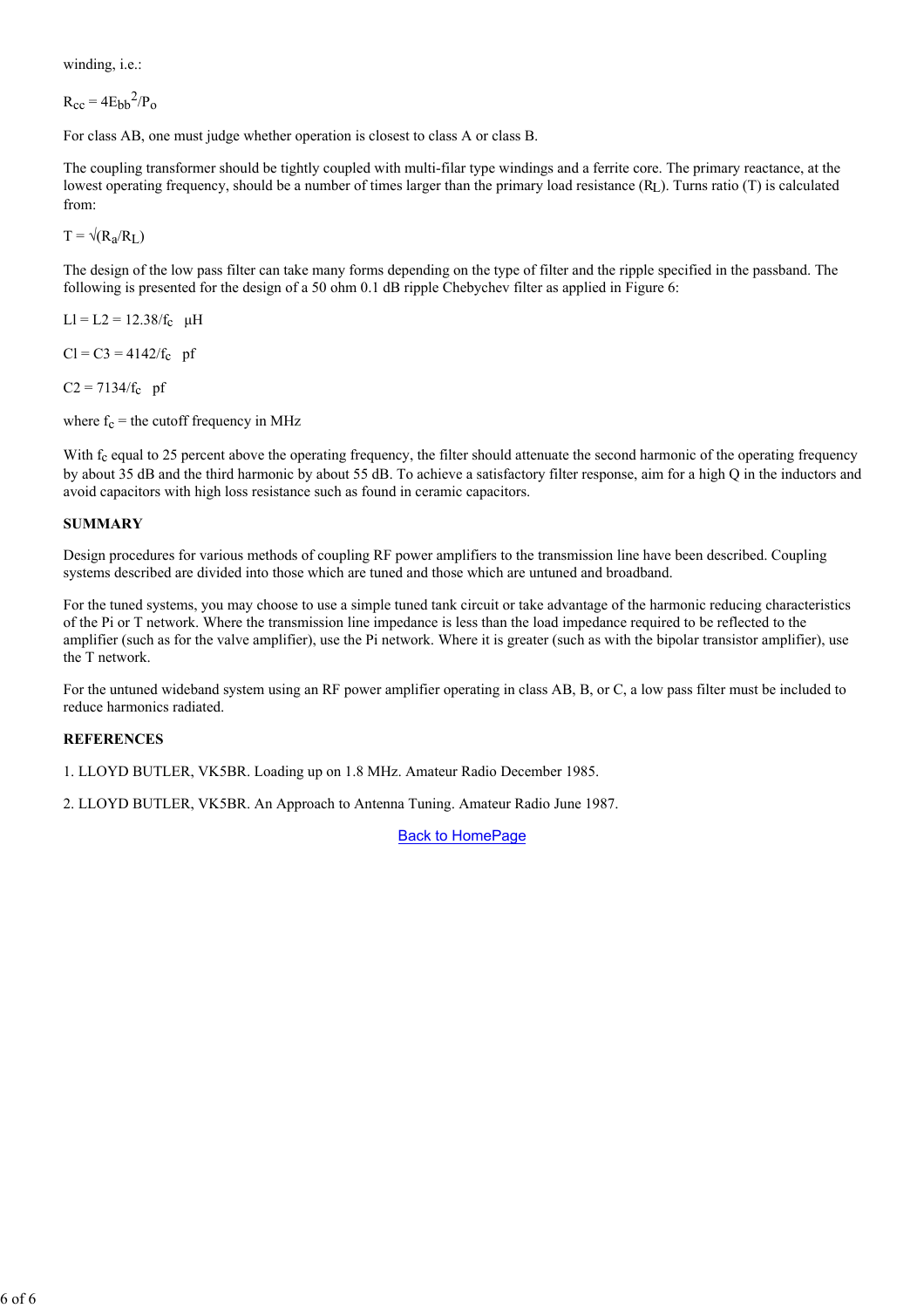winding, i.e.:

$R_{cc} = 4E_{bb}^2/P_o$

For class AB, one must judge whether operation is closest to class A or class B.

The coupling transformer should be tightly coupled with multi-filar type windings and a ferrite core. The primary reactance, at the lowest operating frequency, should be a number of times larger than the primary load resistance ($R_L$). Turns ratio (T) is calculated from:

$T = \sqrt{(R_a/R_L)}$

The design of the low pass filter can take many forms depending on the type of filter and the ripple specified in the passband. The following is presented for the design of a 50 ohm 0.1 dB ripple Chebychev filter as applied in Figure 6:

$L1 = L2 = 12.38/f_c$ μH

$C1 = C3 = 4142/f_c$ pf

$C2 = 7134/f_c$ pf

where $f_c$ = the cutoff frequency in MHz

With $f_c$ equal to 25 percent above the operating frequency, the filter should attenuate the second harmonic of the operating frequency by about 35 dB and the third harmonic by about 55 dB. To achieve a satisfactory filter response, aim for a high Q in the inductors and avoid capacitors with high loss resistance such as found in ceramic capacitors.

**SUMMARY**

Design procedures for various methods of coupling RF power amplifiers to the transmission line have been described. Coupling systems described are divided into those which are tuned and those which are untuned and broadband.

For the tuned systems, you may choose to use a simple tuned tank circuit or take advantage of the harmonic reducing characteristics of the Pi or T network. Where the transmission line impedance is less than the load impedance required to be reflected to the amplifier (such as for the valve amplifier), use the Pi network. Where it is greater (such as with the bipolar transistor amplifier), use the T network.

For the untuned wideband system using an RF power amplifier operating in class AB, B, or C, a low pass filter must be included to reduce harmonics radiated.

**REFERENCES**

1. LLOYD BUTLER, VK5BR. Loading up on 1.8 MHz. Amateur Radio December 1985.

2. LLOYD BUTLER, VK5BR. An Approach to Antenna Tuning. Amateur Radio June 1987.

Back to HomePage